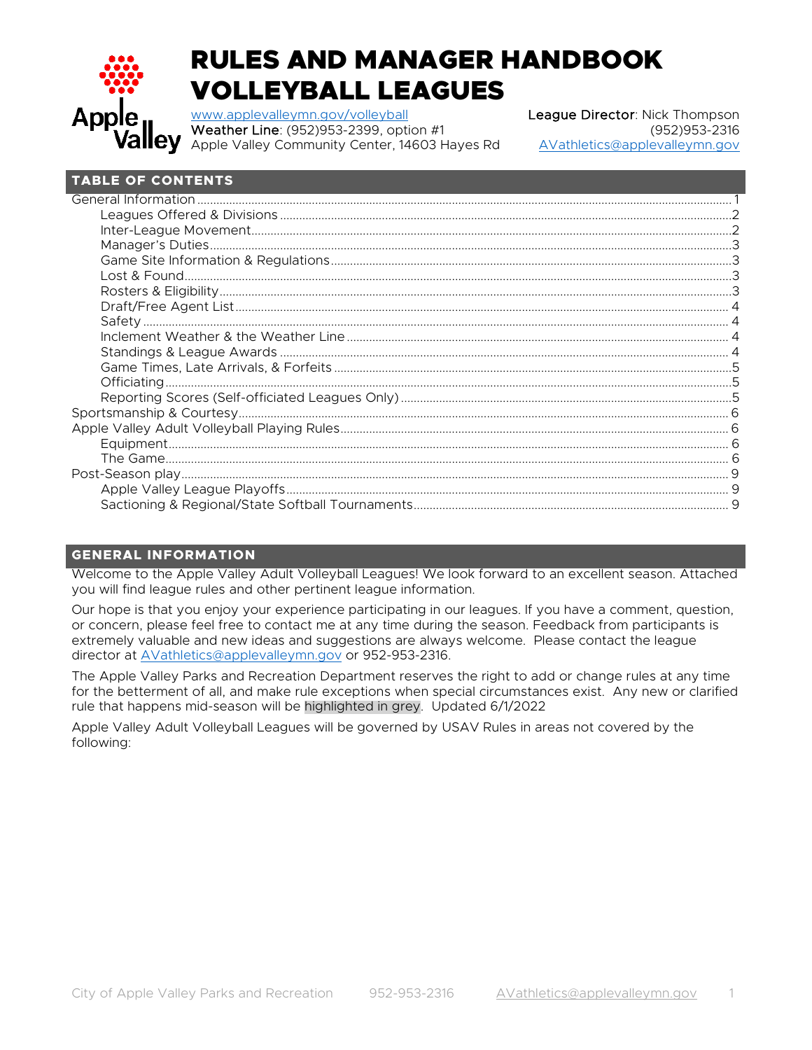# RULES AND MANAGER HANDBOOK VOLLEYBALL LEAGUES

www.applevalleymn.gov/volleyball
**Weather Line**: (952)953-2399, option #1
Apple Valley Community Center, 14603 Hayes Rd

**League Director**: Nick Thompson
(952)953-2316
AVathletics@applevalleymn.gov

## TABLE OF CONTENTS

- General Information ........ 1
  - Leagues Offered & Divisions ........ 2
  - Inter-League Movement ........ 2
  - Manager's Duties ........ 3
  - Game Site Information & Regulations ........ 3
  - Lost & Found ........ 3
  - Rosters & Eligibility ........ 3
  - Draft/Free Agent List ........ 4
  - Safety ........ 4
  - Inclement Weather & the Weather Line ........ 4
  - Standings & League Awards ........ 4
  - Game Times, Late Arrivals, & Forfeits ........ 5
  - Officiating ........ 5
  - Reporting Scores (Self-officiated Leagues Only) ........ 5
- Sportsmanship & Courtesy ........ 6
- Apple Valley Adult Volleyball Playing Rules ........ 6
  - Equipment ........ 6
  - The Game ........ 6
- Post-Season play ........ 9
  - Apple Valley League Playoffs ........ 9
  - Sactioning & Regional/State Softball Tournaments ........ 9

## GENERAL INFORMATION

Welcome to the Apple Valley Adult Volleyball Leagues! We look forward to an excellent season. Attached you will find league rules and other pertinent league information.

Our hope is that you enjoy your experience participating in our leagues. If you have a comment, question, or concern, please feel free to contact me at any time during the season. Feedback from participants is extremely valuable and new ideas and suggestions are always welcome. Please contact the league director at AVathletics@applevalleymn.gov or 952-953-2316.

The Apple Valley Parks and Recreation Department reserves the right to add or change rules at any time for the betterment of all, and make rule exceptions when special circumstances exist. Any new or clarified rule that happens mid-season will be highlighted in grey. Updated 6/1/2022

Apple Valley Adult Volleyball Leagues will be governed by USAV Rules in areas not covered by the following: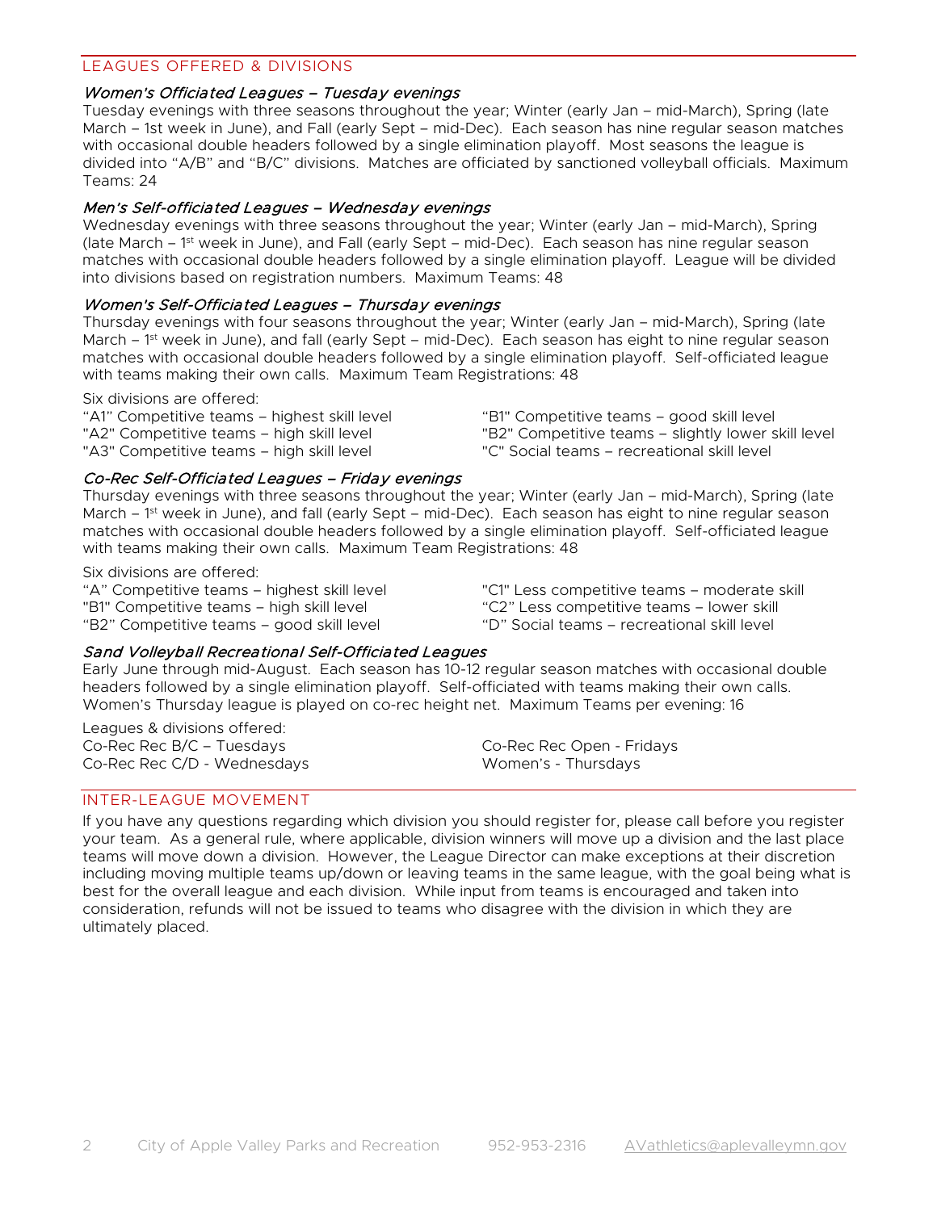## LEAGUES OFFERED & DIVISIONS

### *Women's Officiated Leagues – Tuesday evenings*

Tuesday evenings with three seasons throughout the year; Winter (early Jan – mid-March), Spring (late March – 1st week in June), and Fall (early Sept – mid-Dec). Each season has nine regular season matches with occasional double headers followed by a single elimination playoff. Most seasons the league is divided into "A/B" and "B/C" divisions. Matches are officiated by sanctioned volleyball officials. Maximum Teams: 24

### *Men's Self-officiated Leagues – Wednesday evenings*

Wednesday evenings with three seasons throughout the year; Winter (early Jan – mid-March), Spring (late March – 1st week in June), and Fall (early Sept – mid-Dec). Each season has nine regular season matches with occasional double headers followed by a single elimination playoff. League will be divided into divisions based on registration numbers. Maximum Teams: 48

### *Women's Self-Officiated Leagues – Thursday evenings*

Thursday evenings with four seasons throughout the year; Winter (early Jan – mid-March), Spring (late March – 1st week in June), and fall (early Sept – mid-Dec). Each season has eight to nine regular season matches with occasional double headers followed by a single elimination playoff. Self-officiated league with teams making their own calls. Maximum Team Registrations: 48

Six divisions are offered:

"A1" Competitive teams – highest skill level
"A2" Competitive teams – high skill level
"A3" Competitive teams – high skill level
"B1" Competitive teams – good skill level
"B2" Competitive teams – slightly lower skill level
"C" Social teams – recreational skill level

### *Co-Rec Self-Officiated Leagues – Friday evenings*

Thursday evenings with three seasons throughout the year; Winter (early Jan – mid-March), Spring (late March – 1st week in June), and fall (early Sept – mid-Dec). Each season has eight to nine regular season matches with occasional double headers followed by a single elimination playoff. Self-officiated league with teams making their own calls. Maximum Team Registrations: 48

Six divisions are offered:

"A" Competitive teams – highest skill level
"B1" Competitive teams – high skill level
"B2" Competitive teams – good skill level
"C1" Less competitive teams – moderate skill
"C2" Less competitive teams – lower skill
"D" Social teams – recreational skill level

### *Sand Volleyball Recreational Self-Officiated Leagues*

Early June through mid-August. Each season has 10-12 regular season matches with occasional double headers followed by a single elimination playoff. Self-officiated with teams making their own calls. Women's Thursday league is played on co-rec height net. Maximum Teams per evening: 16

Leagues & divisions offered:

Co-Rec Rec B/C – Tuesdays
Co-Rec Rec C/D - Wednesdays
Co-Rec Rec Open - Fridays
Women's - Thursdays

## INTER-LEAGUE MOVEMENT

If you have any questions regarding which division you should register for, please call before you register your team. As a general rule, where applicable, division winners will move up a division and the last place teams will move down a division. However, the League Director can make exceptions at their discretion including moving multiple teams up/down or leaving teams in the same league, with the goal being what is best for the overall league and each division. While input from teams is encouraged and taken into consideration, refunds will not be issued to teams who disagree with the division in which they are ultimately placed.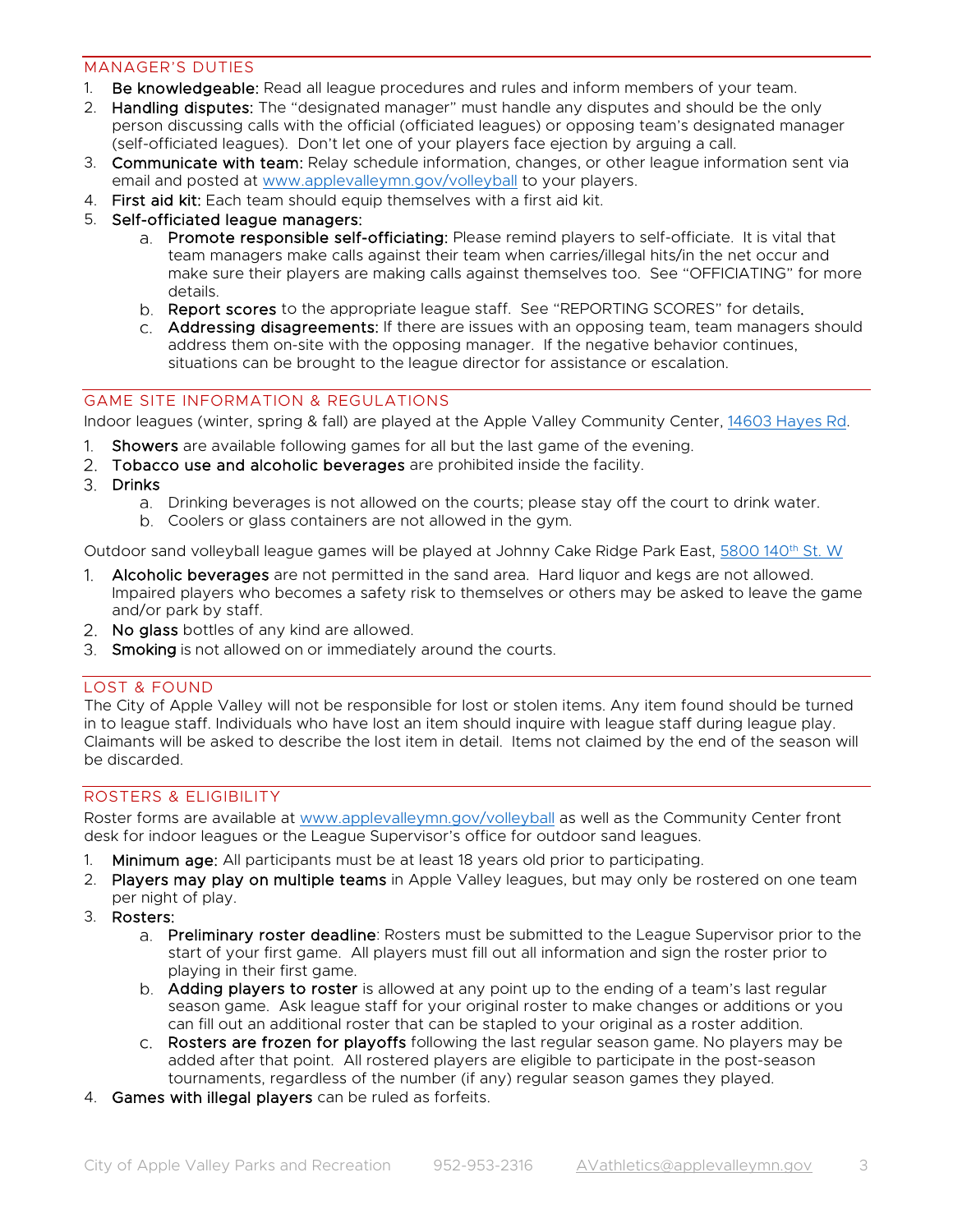## MANAGER'S DUTIES

1. **Be knowledgeable:** Read all league procedures and rules and inform members of your team.
2. **Handling disputes:** The "designated manager" must handle any disputes and should be the only person discussing calls with the official (officiated leagues) or opposing team's designated manager (self-officiated leagues). Don't let one of your players face ejection by arguing a call.
3. **Communicate with team:** Relay schedule information, changes, or other league information sent via email and posted at www.applevalleymn.gov/volleyball to your players.
4. **First aid kit:** Each team should equip themselves with a first aid kit.
5. **Self-officiated league managers:**
    a. **Promote responsible self-officiating:** Please remind players to self-officiate. It is vital that team managers make calls against their team when carries/illegal hits/in the net occur and make sure their players are making calls against themselves too. See "OFFICIATING" for more details.
    b. **Report scores** to the appropriate league staff. See "REPORTING SCORES" for details.
    c. **Addressing disagreements:** If there are issues with an opposing team, team managers should address them on-site with the opposing manager. If the negative behavior continues, situations can be brought to the league director for assistance or escalation.

## GAME SITE INFORMATION & REGULATIONS

Indoor leagues (winter, spring & fall) are played at the Apple Valley Community Center, 14603 Hayes Rd.

1. **Showers** are available following games for all but the last game of the evening.
2. **Tobacco use and alcoholic beverages** are prohibited inside the facility.
3. **Drinks**
    a. Drinking beverages is not allowed on the courts; please stay off the court to drink water.
    b. Coolers or glass containers are not allowed in the gym.

Outdoor sand volleyball league games will be played at Johnny Cake Ridge Park East, 5800 140th St. W

1. **Alcoholic beverages** are not permitted in the sand area. Hard liquor and kegs are not allowed. Impaired players who becomes a safety risk to themselves or others may be asked to leave the game and/or park by staff.
2. **No glass** bottles of any kind are allowed.
3. **Smoking** is not allowed on or immediately around the courts.

## LOST & FOUND

The City of Apple Valley will not be responsible for lost or stolen items. Any item found should be turned in to league staff. Individuals who have lost an item should inquire with league staff during league play. Claimants will be asked to describe the lost item in detail. Items not claimed by the end of the season will be discarded.

## ROSTERS & ELIGIBILITY

Roster forms are available at www.applevalleymn.gov/volleyball as well as the Community Center front desk for indoor leagues or the League Supervisor's office for outdoor sand leagues.

1. **Minimum age:** All participants must be at least 18 years old prior to participating.
2. **Players may play on multiple teams** in Apple Valley leagues, but may only be rostered on one team per night of play.
3. **Rosters:**
    a. **Preliminary roster deadline**: Rosters must be submitted to the League Supervisor prior to the start of your first game. All players must fill out all information and sign the roster prior to playing in their first game.
    b. **Adding players to roster** is allowed at any point up to the ending of a team's last regular season game. Ask league staff for your original roster to make changes or additions or you can fill out an additional roster that can be stapled to your original as a roster addition.
    c. **Rosters are frozen for playoffs** following the last regular season game. No players may be added after that point. All rostered players are eligible to participate in the post-season tournaments, regardless of the number (if any) regular season games they played.
4. **Games with illegal players** can be ruled as forfeits.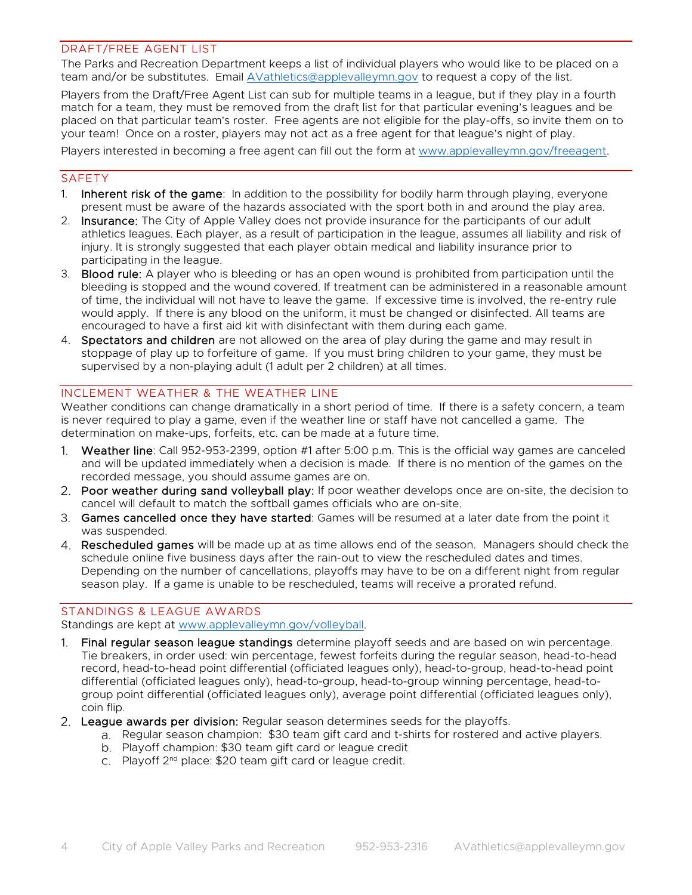## DRAFT/FREE AGENT LIST

The Parks and Recreation Department keeps a list of individual players who would like to be placed on a team and/or be substitutes. Email AVathletics@applevalleymn.gov to request a copy of the list.

Players from the Draft/Free Agent List can sub for multiple teams in a league, but if they play in a fourth match for a team, they must be removed from the draft list for that particular evening's leagues and be placed on that particular team's roster. Free agents are not eligible for the play-offs, so invite them on to your team! Once on a roster, players may not act as a free agent for that league's night of play.

Players interested in becoming a free agent can fill out the form at www.applevalleymn.gov/freeagent.

## SAFETY

1. **Inherent risk of the game**: In addition to the possibility for bodily harm through playing, everyone present must be aware of the hazards associated with the sport both in and around the play area.
2. **Insurance:** The City of Apple Valley does not provide insurance for the participants of our adult athletics leagues. Each player, as a result of participation in the league, assumes all liability and risk of injury. It is strongly suggested that each player obtain medical and liability insurance prior to participating in the league.
3. **Blood rule:** A player who is bleeding or has an open wound is prohibited from participation until the bleeding is stopped and the wound covered. If treatment can be administered in a reasonable amount of time, the individual will not have to leave the game. If excessive time is involved, the re-entry rule would apply. If there is any blood on the uniform, it must be changed or disinfected. All teams are encouraged to have a first aid kit with disinfectant with them during each game.
4. **Spectators and children** are not allowed on the area of play during the game and may result in stoppage of play up to forfeiture of game. If you must bring children to your game, they must be supervised by a non-playing adult (1 adult per 2 children) at all times.

## INCLEMENT WEATHER & THE WEATHER LINE

Weather conditions can change dramatically in a short period of time. If there is a safety concern, a team is never required to play a game, even if the weather line or staff have not cancelled a game. The determination on make-ups, forfeits, etc. can be made at a future time.

1. **Weather line**: Call 952-953-2399, option #1 after 5:00 p.m. This is the official way games are canceled and will be updated immediately when a decision is made. If there is no mention of the games on the recorded message, you should assume games are on.
2. **Poor weather during sand volleyball play:** If poor weather develops once are on-site, the decision to cancel will default to match the softball games officials who are on-site.
3. **Games cancelled once they have started**: Games will be resumed at a later date from the point it was suspended.
4. **Rescheduled games** will be made up at as time allows end of the season. Managers should check the schedule online five business days after the rain-out to view the rescheduled dates and times. Depending on the number of cancellations, playoffs may have to be on a different night from regular season play. If a game is unable to be rescheduled, teams will receive a prorated refund.

## STANDINGS & LEAGUE AWARDS

Standings are kept at www.applevalleymn.gov/volleyball.

1. **Final regular season league standings** determine playoff seeds and are based on win percentage. Tie breakers, in order used: win percentage, fewest forfeits during the regular season, head-to-head record, head-to-head point differential (officiated leagues only), head-to-group, head-to-head point differential (officiated leagues only), head-to-group, head-to-group winning percentage, head-to-group point differential (officiated leagues only), average point differential (officiated leagues only), coin flip.
2. **League awards per division:** Regular season determines seeds for the playoffs.
   a. Regular season champion: $30 team gift card and t-shirts for rostered and active players.
   b. Playoff champion: $30 team gift card or league credit
   c. Playoff 2nd place: $20 team gift card or league credit.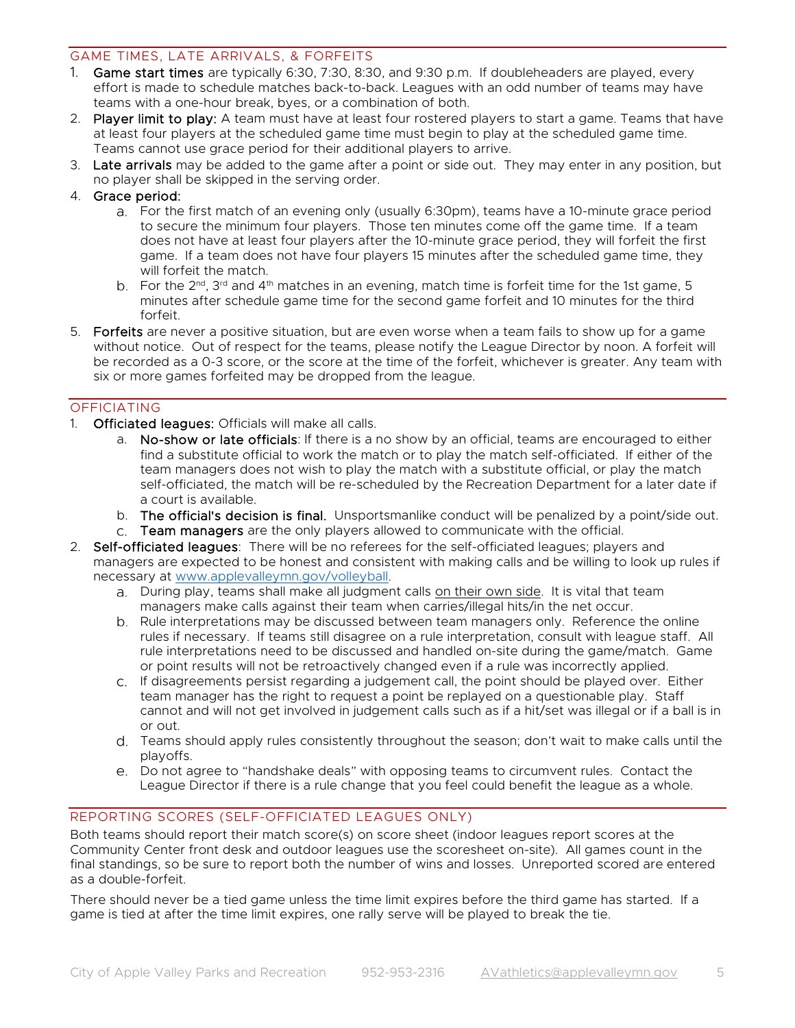## GAME TIMES, LATE ARRIVALS, & FORFEITS

1. **Game start times** are typically 6:30, 7:30, 8:30, and 9:30 p.m. If doubleheaders are played, every effort is made to schedule matches back-to-back. Leagues with an odd number of teams may have teams with a one-hour break, byes, or a combination of both.
2. **Player limit to play:** A team must have at least four rostered players to start a game. Teams that have at least four players at the scheduled game time must begin to play at the scheduled game time. Teams cannot use grace period for their additional players to arrive.
3. **Late arrivals** may be added to the game after a point or side out. They may enter in any position, but no player shall be skipped in the serving order.
4. **Grace period:**
   a. For the first match of an evening only (usually 6:30pm), teams have a 10-minute grace period to secure the minimum four players. Those ten minutes come off the game time. If a team does not have at least four players after the 10-minute grace period, they will forfeit the first game. If a team does not have four players 15 minutes after the scheduled game time, they will forfeit the match.
   b. For the 2nd, 3rd and 4th matches in an evening, match time is forfeit time for the 1st game, 5 minutes after schedule game time for the second game forfeit and 10 minutes for the third forfeit.
5. **Forfeits** are never a positive situation, but are even worse when a team fails to show up for a game without notice. Out of respect for the teams, please notify the League Director by noon. A forfeit will be recorded as a 0-3 score, or the score at the time of the forfeit, whichever is greater. Any team with six or more games forfeited may be dropped from the league.

## OFFICIATING

1. **Officiated leagues:** Officials will make all calls.
   a. **No-show or late officials**: If there is a no show by an official, teams are encouraged to either find a substitute official to work the match or to play the match self-officiated. If either of the team managers does not wish to play the match with a substitute official, or play the match self-officiated, the match will be re-scheduled by the Recreation Department for a later date if a court is available.
   b. **The official's decision is final.** Unsportsmanlike conduct will be penalized by a point/side out.
   c. **Team managers** are the only players allowed to communicate with the official.
2. **Self-officiated leagues**: There will be no referees for the self-officiated leagues; players and managers are expected to be honest and consistent with making calls and be willing to look up rules if necessary at www.applevalleymn.gov/volleyball.
   a. During play, teams shall make all judgment calls on their own side. It is vital that team managers make calls against their team when carries/illegal hits/in the net occur.
   b. Rule interpretations may be discussed between team managers only. Reference the online rules if necessary. If teams still disagree on a rule interpretation, consult with league staff. All rule interpretations need to be discussed and handled on-site during the game/match. Game or point results will not be retroactively changed even if a rule was incorrectly applied.
   c. If disagreements persist regarding a judgement call, the point should be played over. Either team manager has the right to request a point be replayed on a questionable play. Staff cannot and will not get involved in judgement calls such as if a hit/set was illegal or if a ball is in or out.
   d. Teams should apply rules consistently throughout the season; don't wait to make calls until the playoffs.
   e. Do not agree to "handshake deals" with opposing teams to circumvent rules. Contact the League Director if there is a rule change that you feel could benefit the league as a whole.

## REPORTING SCORES (SELF-OFFICIATED LEAGUES ONLY)

Both teams should report their match score(s) on score sheet (indoor leagues report scores at the Community Center front desk and outdoor leagues use the scoresheet on-site). All games count in the final standings, so be sure to report both the number of wins and losses. Unreported scored are entered as a double-forfeit.

There should never be a tied game unless the time limit expires before the third game has started. If a game is tied at after the time limit expires, one rally serve will be played to break the tie.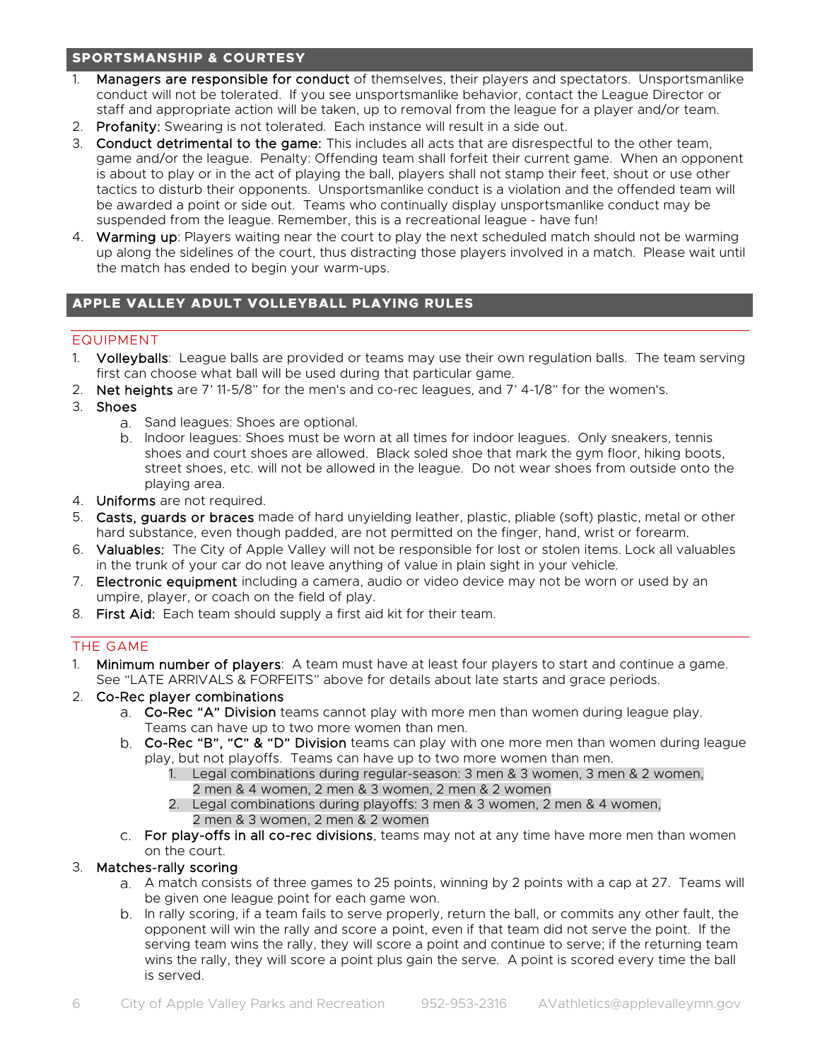## SPORTSMANSHIP & COURTESY

1. **Managers are responsible for conduct** of themselves, their players and spectators. Unsportsmanlike conduct will not be tolerated. If you see unsportsmanlike behavior, contact the League Director or staff and appropriate action will be taken, up to removal from the league for a player and/or team.
2. **Profanity:** Swearing is not tolerated. Each instance will result in a side out.
3. **Conduct detrimental to the game:** This includes all acts that are disrespectful to the other team, game and/or the league. Penalty: Offending team shall forfeit their current game. When an opponent is about to play or in the act of playing the ball, players shall not stamp their feet, shout or use other tactics to disturb their opponents. Unsportsmanlike conduct is a violation and the offended team will be awarded a point or side out. Teams who continually display unsportsmanlike conduct may be suspended from the league. Remember, this is a recreational league - have fun!
4. **Warming up**: Players waiting near the court to play the next scheduled match should not be warming up along the sidelines of the court, thus distracting those players involved in a match. Please wait until the match has ended to begin your warm-ups.

## APPLE VALLEY ADULT VOLLEYBALL PLAYING RULES

### EQUIPMENT

1. **Volleyballs**: League balls are provided or teams may use their own regulation balls. The team serving first can choose what ball will be used during that particular game.
2. **Net heights** are 7' 11-5/8" for the men's and co-rec leagues, and 7' 4-1/8" for the women's.
3. **Shoes**
   a. Sand leagues: Shoes are optional.
   b. Indoor leagues: Shoes must be worn at all times for indoor leagues. Only sneakers, tennis shoes and court shoes are allowed. Black soled shoe that mark the gym floor, hiking boots, street shoes, etc. will not be allowed in the league. Do not wear shoes from outside onto the playing area.
4. **Uniforms** are not required.
5. **Casts, guards or braces** made of hard unyielding leather, plastic, pliable (soft) plastic, metal or other hard substance, even though padded, are not permitted on the finger, hand, wrist or forearm.
6. **Valuables:** The City of Apple Valley will not be responsible for lost or stolen items. Lock all valuables in the trunk of your car do not leave anything of value in plain sight in your vehicle.
7. **Electronic equipment** including a camera, audio or video device may not be worn or used by an umpire, player, or coach on the field of play.
8. **First Aid:** Each team should supply a first aid kit for their team.

### THE GAME

1. **Minimum number of players**: A team must have at least four players to start and continue a game. See "LATE ARRIVALS & FORFEITS" above for details about late starts and grace periods.
2. **Co-Rec player combinations**
   a. **Co-Rec "A" Division** teams cannot play with more men than women during league play. Teams can have up to two more women than men.
   b. **Co-Rec "B", "C" & "D" Division** teams can play with one more men than women during league play, but not playoffs. Teams can have up to two more women than men.
      1. Legal combinations during regular-season: 3 men & 3 women, 3 men & 2 women, 2 men & 4 women, 2 men & 3 women, 2 men & 2 women
      2. Legal combinations during playoffs: 3 men & 3 women, 2 men & 4 women, 2 men & 3 women, 2 men & 2 women
   c. **For play-offs in all co-rec divisions**, teams may not at any time have more men than women on the court.
3. **Matches-rally scoring**
   a. A match consists of three games to 25 points, winning by 2 points with a cap at 27. Teams will be given one league point for each game won.
   b. In rally scoring, if a team fails to serve properly, return the ball, or commits any other fault, the opponent will win the rally and score a point, even if that team did not serve the point. If the serving team wins the rally, they will score a point and continue to serve; if the returning team wins the rally, they will score a point plus gain the serve. A point is scored every time the ball is served.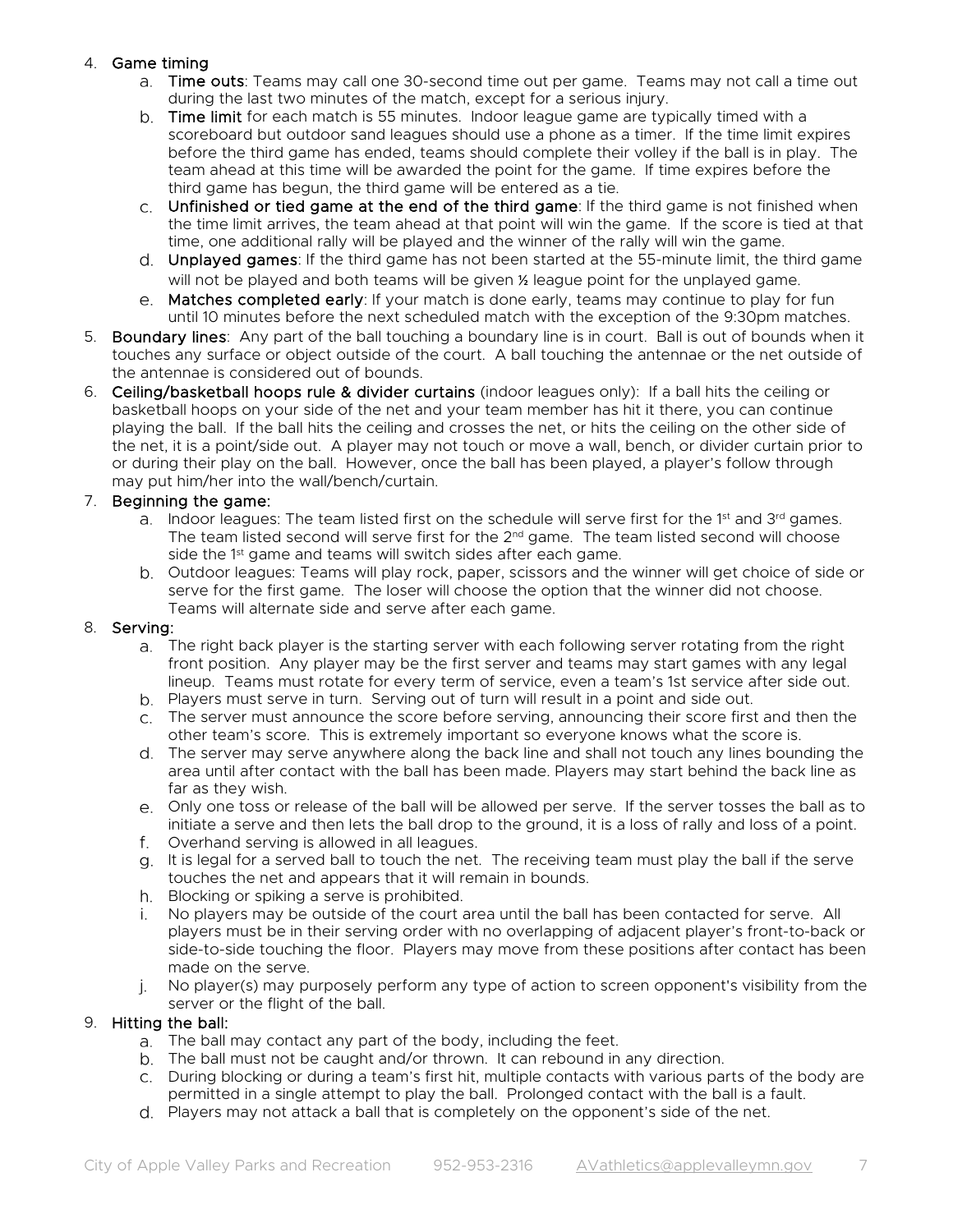4. **Game timing**
    a. **Time outs**: Teams may call one 30-second time out per game. Teams may not call a time out during the last two minutes of the match, except for a serious injury.
    b. **Time limit** for each match is 55 minutes. Indoor league game are typically timed with a scoreboard but outdoor sand leagues should use a phone as a timer. If the time limit expires before the third game has ended, teams should complete their volley if the ball is in play. The team ahead at this time will be awarded the point for the game. If time expires before the third game has begun, the third game will be entered as a tie.
    c. **Unfinished or tied game at the end of the third game**: If the third game is not finished when the time limit arrives, the team ahead at that point will win the game. If the score is tied at that time, one additional rally will be played and the winner of the rally will win the game.
    d. **Unplayed games**: If the third game has not been started at the 55-minute limit, the third game will not be played and both teams will be given ½ league point for the unplayed game.
    e. **Matches completed early**: If your match is done early, teams may continue to play for fun until 10 minutes before the next scheduled match with the exception of the 9:30pm matches.
5. **Boundary lines**: Any part of the ball touching a boundary line is in court. Ball is out of bounds when it touches any surface or object outside of the court. A ball touching the antennae or the net outside of the antennae is considered out of bounds.
6. **Ceiling/basketball hoops rule & divider curtains** (indoor leagues only): If a ball hits the ceiling or basketball hoops on your side of the net and your team member has hit it there, you can continue playing the ball. If the ball hits the ceiling and crosses the net, or hits the ceiling on the other side of the net, it is a point/side out. A player may not touch or move a wall, bench, or divider curtain prior to or during their play on the ball. However, once the ball has been played, a player's follow through may put him/her into the wall/bench/curtain.
7. **Beginning the game:**
    a. Indoor leagues: The team listed first on the schedule will serve first for the 1st and 3rd games. The team listed second will serve first for the 2nd game. The team listed second will choose side the 1st game and teams will switch sides after each game.
    b. Outdoor leagues: Teams will play rock, paper, scissors and the winner will get choice of side or serve for the first game. The loser will choose the option that the winner did not choose. Teams will alternate side and serve after each game.
8. **Serving:**
    a. The right back player is the starting server with each following server rotating from the right front position. Any player may be the first server and teams may start games with any legal lineup. Teams must rotate for every term of service, even a team's 1st service after side out.
    b. Players must serve in turn. Serving out of turn will result in a point and side out.
    c. The server must announce the score before serving, announcing their score first and then the other team's score. This is extremely important so everyone knows what the score is.
    d. The server may serve anywhere along the back line and shall not touch any lines bounding the area until after contact with the ball has been made. Players may start behind the back line as far as they wish.
    e. Only one toss or release of the ball will be allowed per serve. If the server tosses the ball as to initiate a serve and then lets the ball drop to the ground, it is a loss of rally and loss of a point.
    f. Overhand serving is allowed in all leagues.
    g. It is legal for a served ball to touch the net. The receiving team must play the ball if the serve touches the net and appears that it will remain in bounds.
    h. Blocking or spiking a serve is prohibited.
    i. No players may be outside of the court area until the ball has been contacted for serve. All players must be in their serving order with no overlapping of adjacent player's front-to-back or side-to-side touching the floor. Players may move from these positions after contact has been made on the serve.
    j. No player(s) may purposely perform any type of action to screen opponent's visibility from the server or the flight of the ball.
9. **Hitting the ball:**
    a. The ball may contact any part of the body, including the feet.
    b. The ball must not be caught and/or thrown. It can rebound in any direction.
    c. During blocking or during a team's first hit, multiple contacts with various parts of the body are permitted in a single attempt to play the ball. Prolonged contact with the ball is a fault.
    d. Players may not attack a ball that is completely on the opponent's side of the net.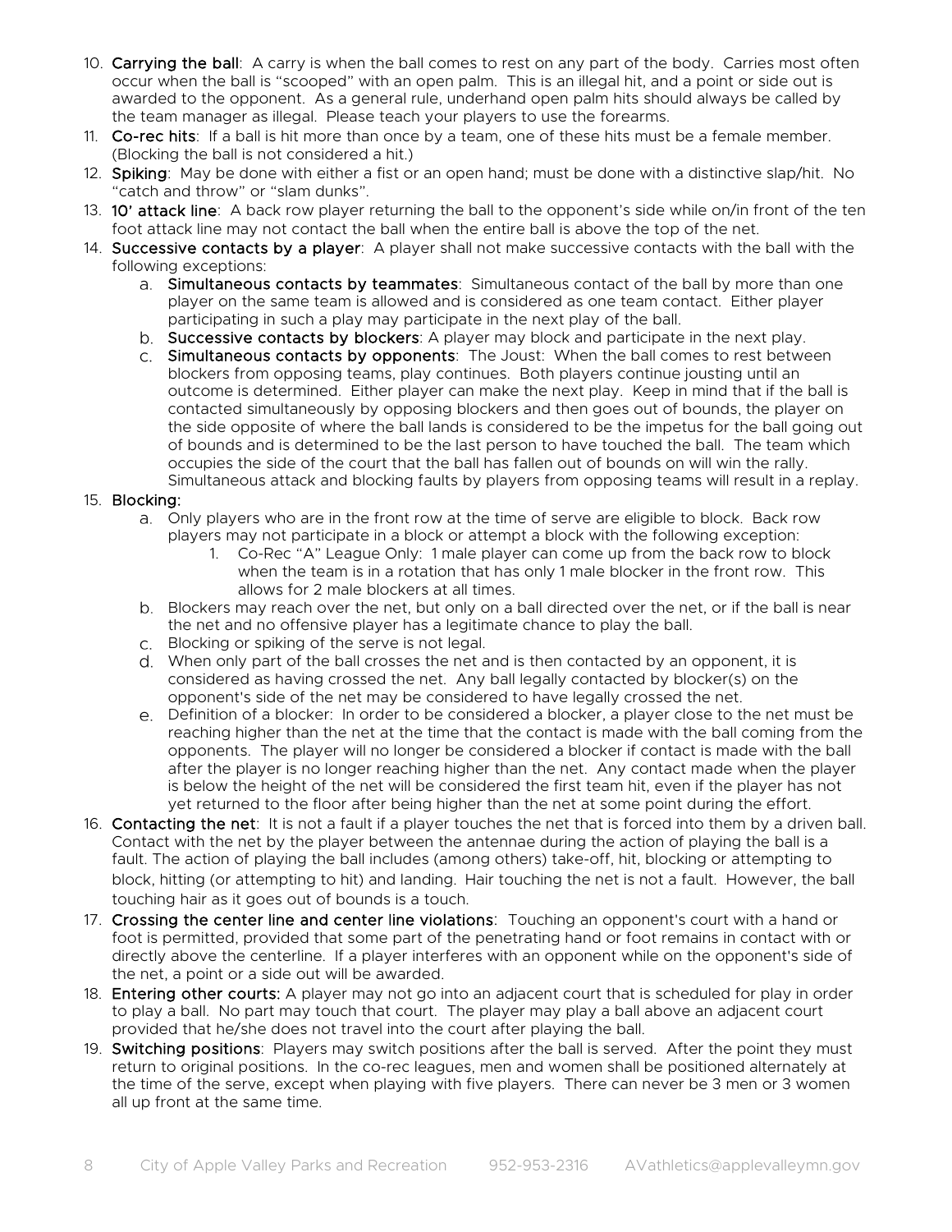10. **Carrying the ball**: A carry is when the ball comes to rest on any part of the body. Carries most often occur when the ball is "scooped" with an open palm. This is an illegal hit, and a point or side out is awarded to the opponent. As a general rule, underhand open palm hits should always be called by the team manager as illegal. Please teach your players to use the forearms.
11. **Co-rec hits**: If a ball is hit more than once by a team, one of these hits must be a female member. (Blocking the ball is not considered a hit.)
12. **Spiking**: May be done with either a fist or an open hand; must be done with a distinctive slap/hit. No "catch and throw" or "slam dunks".
13. **10' attack line**: A back row player returning the ball to the opponent's side while on/in front of the ten foot attack line may not contact the ball when the entire ball is above the top of the net.
14. **Successive contacts by a player**: A player shall not make successive contacts with the ball with the following exceptions:
    a. **Simultaneous contacts by teammates**: Simultaneous contact of the ball by more than one player on the same team is allowed and is considered as one team contact. Either player participating in such a play may participate in the next play of the ball.
    b. **Successive contacts by blockers**: A player may block and participate in the next play.
    c. **Simultaneous contacts by opponents**: The Joust: When the ball comes to rest between blockers from opposing teams, play continues. Both players continue jousting until an outcome is determined. Either player can make the next play. Keep in mind that if the ball is contacted simultaneously by opposing blockers and then goes out of bounds, the player on the side opposite of where the ball lands is considered to be the impetus for the ball going out of bounds and is determined to be the last person to have touched the ball. The team which occupies the side of the court that the ball has fallen out of bounds on will win the rally. Simultaneous attack and blocking faults by players from opposing teams will result in a replay.
15. **Blocking**:
    a. Only players who are in the front row at the time of serve are eligible to block. Back row players may not participate in a block or attempt a block with the following exception:
        1. Co-Rec "A" League Only: 1 male player can come up from the back row to block when the team is in a rotation that has only 1 male blocker in the front row. This allows for 2 male blockers at all times.
    b. Blockers may reach over the net, but only on a ball directed over the net, or if the ball is near the net and no offensive player has a legitimate chance to play the ball.
    c. Blocking or spiking of the serve is not legal.
    d. When only part of the ball crosses the net and is then contacted by an opponent, it is considered as having crossed the net. Any ball legally contacted by blocker(s) on the opponent's side of the net may be considered to have legally crossed the net.
    e. Definition of a blocker: In order to be considered a blocker, a player close to the net must be reaching higher than the net at the time that the contact is made with the ball coming from the opponents. The player will no longer be considered a blocker if contact is made with the ball after the player is no longer reaching higher than the net. Any contact made when the player is below the height of the net will be considered the first team hit, even if the player has not yet returned to the floor after being higher than the net at some point during the effort.
16. **Contacting the net**: It is not a fault if a player touches the net that is forced into them by a driven ball. Contact with the net by the player between the antennae during the action of playing the ball is a fault. The action of playing the ball includes (among others) take-off, hit, blocking or attempting to block, hitting (or attempting to hit) and landing. Hair touching the net is not a fault. However, the ball touching hair as it goes out of bounds is a touch.
17. **Crossing the center line and center line violations**: Touching an opponent's court with a hand or foot is permitted, provided that some part of the penetrating hand or foot remains in contact with or directly above the centerline. If a player interferes with an opponent while on the opponent's side of the net, a point or a side out will be awarded.
18. **Entering other courts:** A player may not go into an adjacent court that is scheduled for play in order to play a ball. No part may touch that court. The player may play a ball above an adjacent court provided that he/she does not travel into the court after playing the ball.
19. **Switching positions**: Players may switch positions after the ball is served. After the point they must return to original positions. In the co-rec leagues, men and women shall be positioned alternately at the time of the serve, except when playing with five players. There can never be 3 men or 3 women all up front at the same time.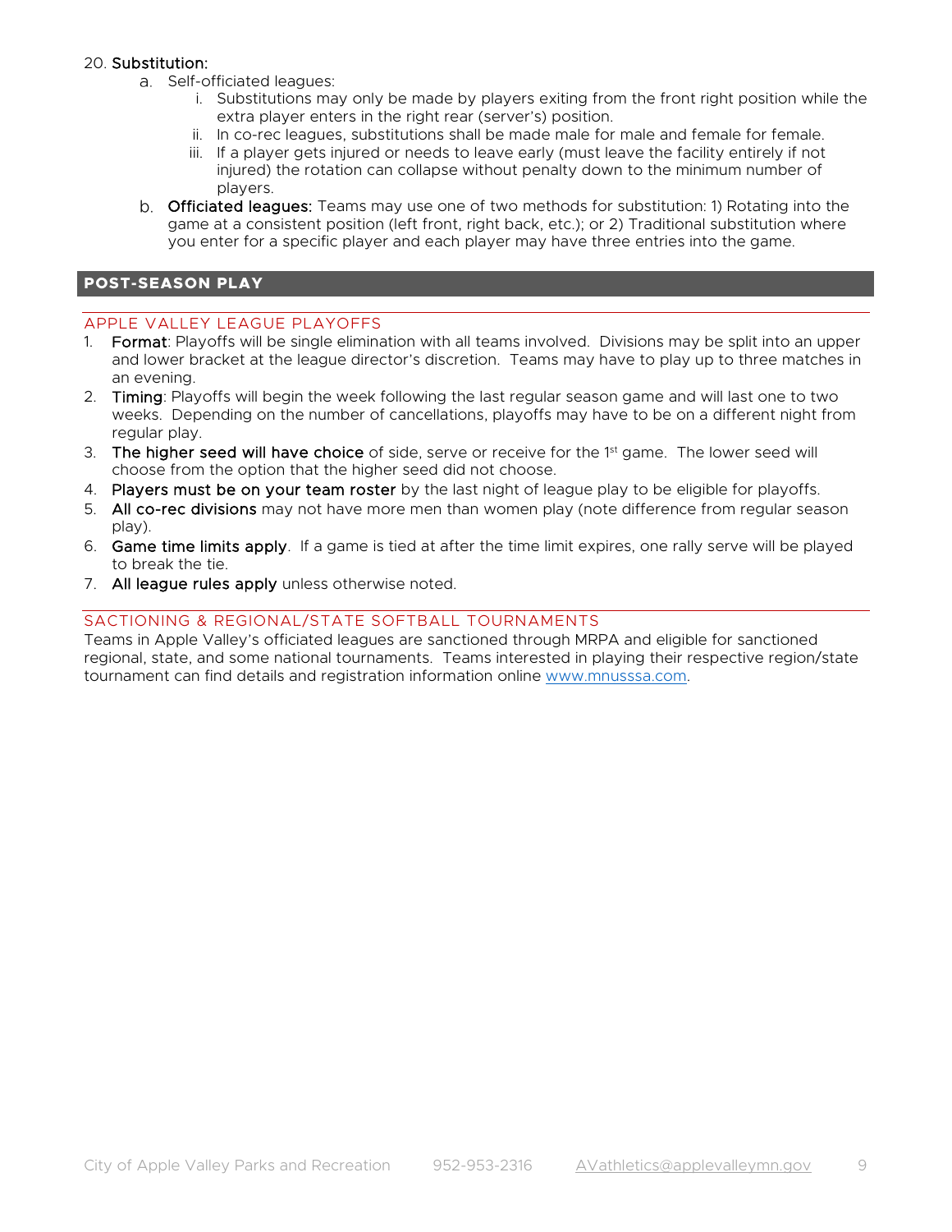20. **Substitution:**
    a. Self-officiated leagues:
        i. Substitutions may only be made by players exiting from the front right position while the extra player enters in the right rear (server's) position.
        ii. In co-rec leagues, substitutions shall be made male for male and female for female.
        iii. If a player gets injured or needs to leave early (must leave the facility entirely if not injured) the rotation can collapse without penalty down to the minimum number of players.
    b. **Officiated leagues:** Teams may use one of two methods for substitution: 1) Rotating into the game at a consistent position (left front, right back, etc.); or 2) Traditional substitution where you enter for a specific player and each player may have three entries into the game.

## POST-SEASON PLAY

### APPLE VALLEY LEAGUE PLAYOFFS

1. **Format**: Playoffs will be single elimination with all teams involved. Divisions may be split into an upper and lower bracket at the league director's discretion. Teams may have to play up to three matches in an evening.
2. **Timing**: Playoffs will begin the week following the last regular season game and will last one to two weeks. Depending on the number of cancellations, playoffs may have to be on a different night from regular play.
3. **The higher seed will have choice** of side, serve or receive for the 1st game. The lower seed will choose from the option that the higher seed did not choose.
4. **Players must be on your team roster** by the last night of league play to be eligible for playoffs.
5. **All co-rec divisions** may not have more men than women play (note difference from regular season play).
6. **Game time limits apply**. If a game is tied at after the time limit expires, one rally serve will be played to break the tie.
7. **All league rules apply** unless otherwise noted.

### SACTIONING & REGIONAL/STATE SOFTBALL TOURNAMENTS

Teams in Apple Valley's officiated leagues are sanctioned through MRPA and eligible for sanctioned regional, state, and some national tournaments. Teams interested in playing their respective region/state tournament can find details and registration information online www.mnusssa.com.